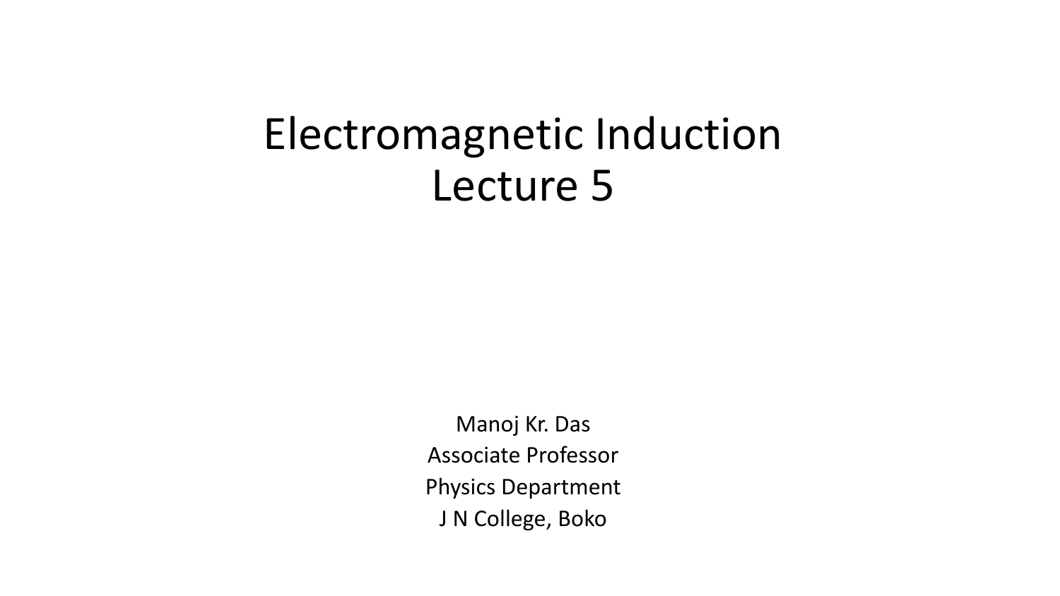# Electromagnetic Induction
# Lecture 5

Manoj Kr. Das

Associate Professor

Physics Department

J N College, Boko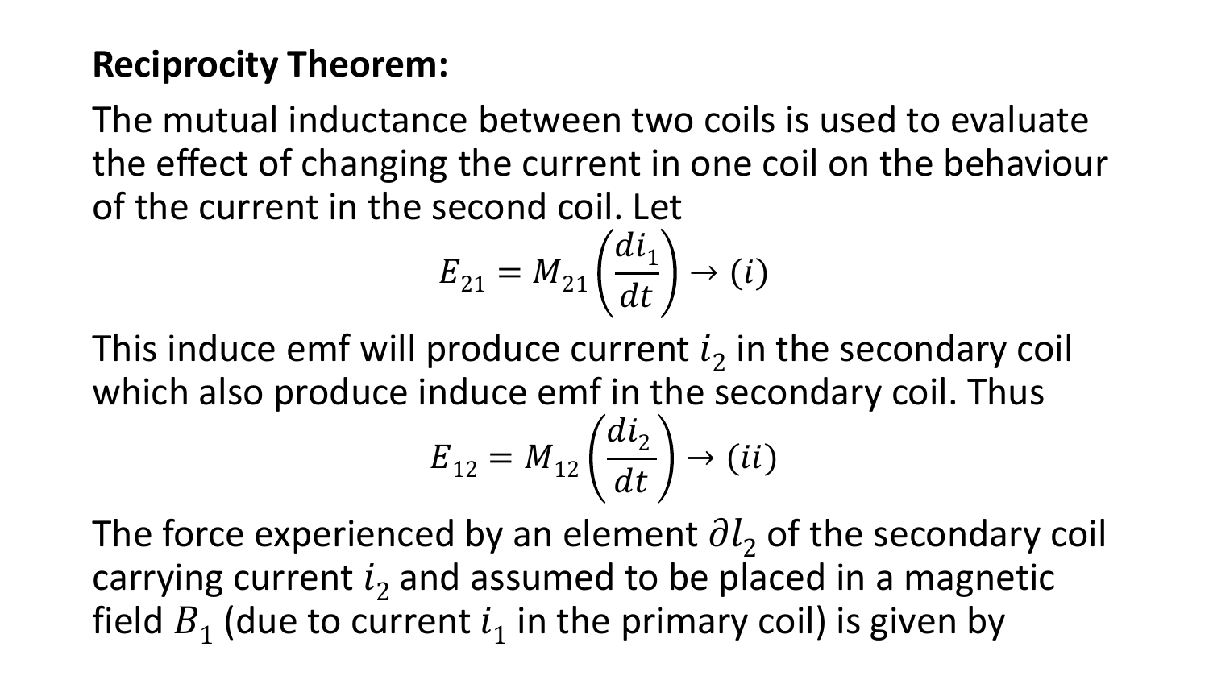**Reciprocity Theorem:**

The mutual inductance between two coils is used to evaluate the effect of changing the current in one coil on the behaviour of the current in the second coil. Let

$$E_{21} = M_{21}\left(\frac{di_1}{dt}\right) \rightarrow (i)$$

This induce emf will produce current $i_2$ in the secondary coil which also produce induce emf in the secondary coil. Thus

$$E_{12} = M_{12}\left(\frac{di_2}{dt}\right) \rightarrow (ii)$$

The force experienced by an element $\partial l_2$ of the secondary coil carrying current $i_2$ and assumed to be placed in a magnetic field $B_1$ (due to current $i_1$ in the primary coil) is given by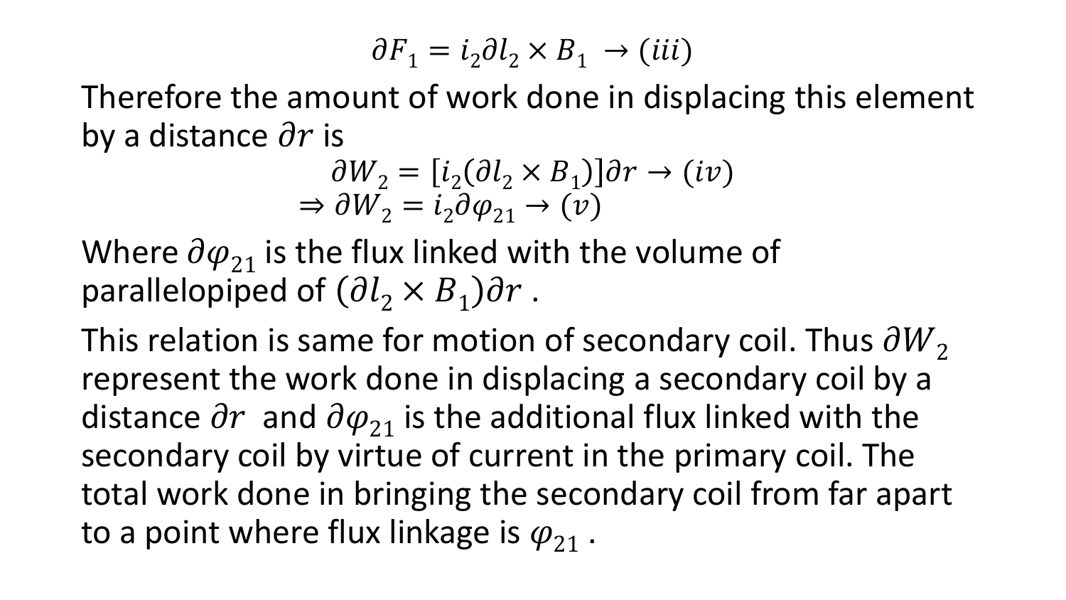$$\partial F_1 = i_2 \partial l_2 \times B_1 \rightarrow (iii)$$

Therefore the amount of work done in displacing this element by a distance $\partial r$ is

$$\partial W_2 = [i_2(\partial l_2 \times B_1)]\partial r \rightarrow (iv)$$

$$\Rightarrow \partial W_2 = i_2 \partial \varphi_{21} \rightarrow (v)$$

Where $\partial \varphi_{21}$ is the flux linked with the volume of parallelopiped of $(\partial l_2 \times B_1)\partial r$ .

This relation is same for motion of secondary coil. Thus $\partial W_2$ represent the work done in displacing a secondary coil by a distance $\partial r$ and $\partial \varphi_{21}$ is the additional flux linked with the secondary coil by virtue of current in the primary coil. The total work done in bringing the secondary coil from far apart to a point where flux linkage is $\varphi_{21}$ .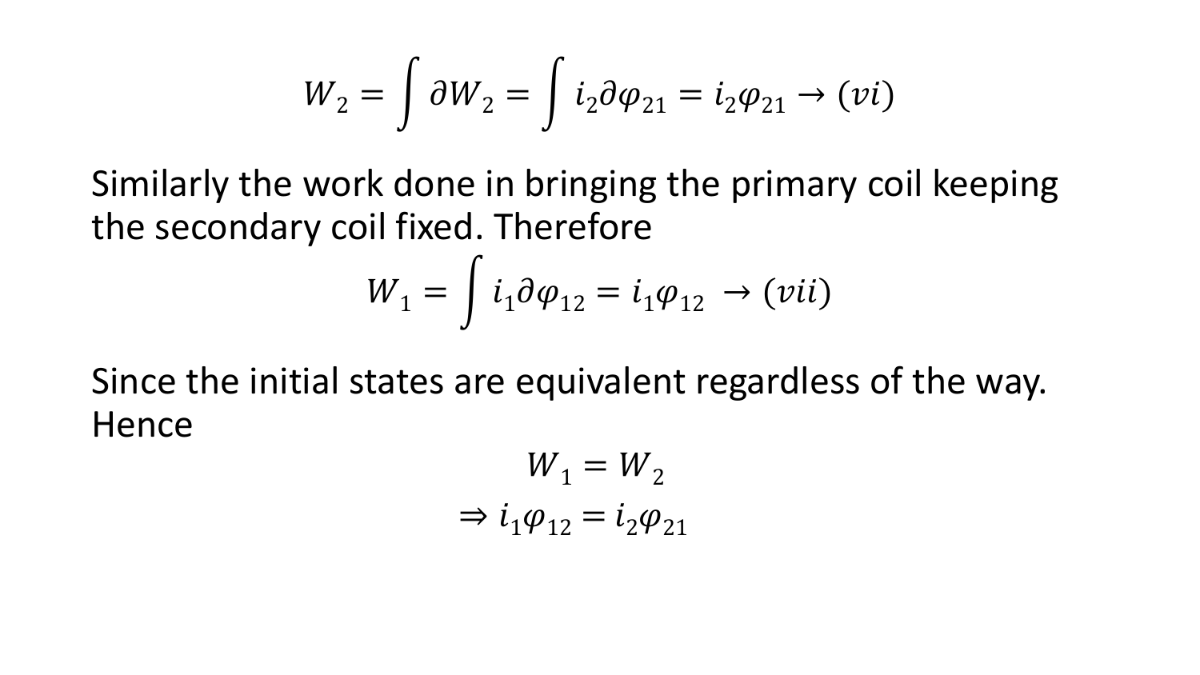$$W_2 = \int \partial W_2 = \int i_2 \partial \varphi_{21} = i_2 \varphi_{21} \rightarrow (vi)$$

Similarly the work done in bringing the primary coil keeping the secondary coil fixed. Therefore

$$W_1 = \int i_1 \partial \varphi_{12} = i_1 \varphi_{12} \rightarrow (vii)$$

Since the initial states are equivalent regardless of the way. Hence

$$W_1 = W_2$$

$$\Rightarrow i_1 \varphi_{12} = i_2 \varphi_{21}$$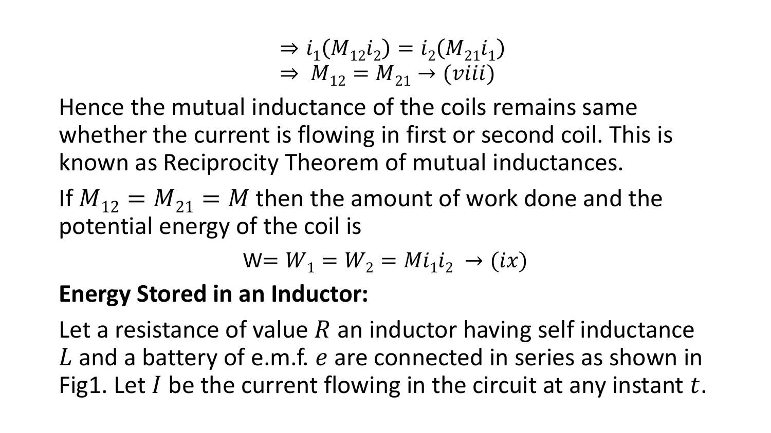$$\Rightarrow i_1(M_{12}i_2) = i_2(M_{21}i_1)$$
$$\Rightarrow \ M_{12} = M_{21} \rightarrow (viii)$$

Hence the mutual inductance of the coils remains same whether the current is flowing in first or second coil. This is known as Reciprocity Theorem of mutual inductances.

If $M_{12} = M_{21} = M$ then the amount of work done and the potential energy of the coil is

$$\text{W} = W_1 = W_2 = Mi_1 i_2 \ \rightarrow (ix)$$

**Energy Stored in an Inductor:**

Let a resistance of value $R$ an inductor having self inductance $L$ and a battery of e.m.f. $e$ are connected in series as shown in Fig1. Let $I$ be the current flowing in the circuit at any instant $t$.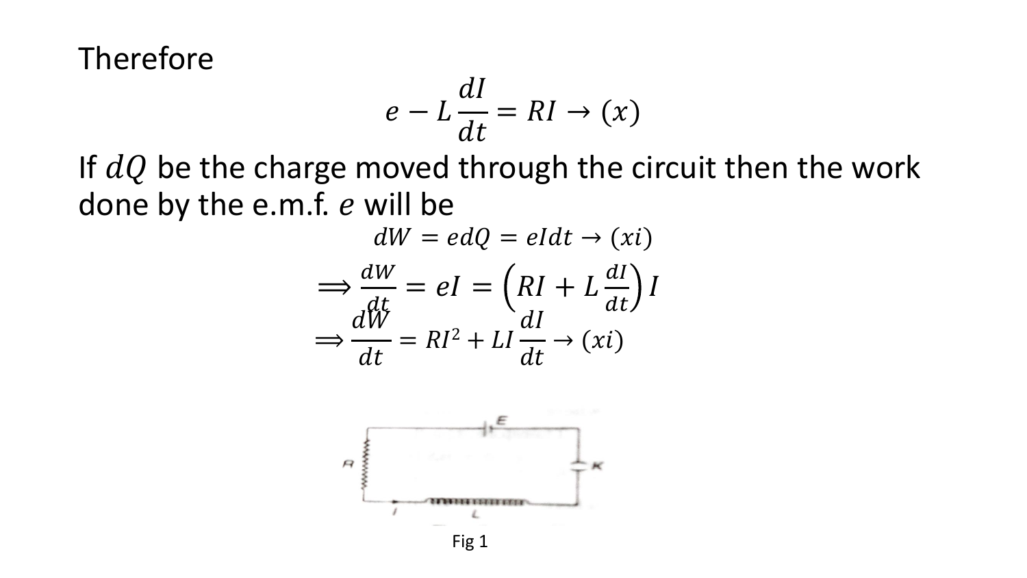Therefore

$$e - L\frac{dI}{dt} = RI \rightarrow (x)$$

If $dQ$ be the charge moved through the circuit then the work done by the e.m.f. $e$ will be

$$dW = edQ = eIdt \rightarrow (xi)$$

$$\Longrightarrow \frac{dW}{dt} = eI = \left(RI + L\frac{dI}{dt}\right)I$$

$$\Longrightarrow \frac{dW}{dt} = RI^2 + LI\frac{dI}{dt} \rightarrow (xi)$$

Fig 1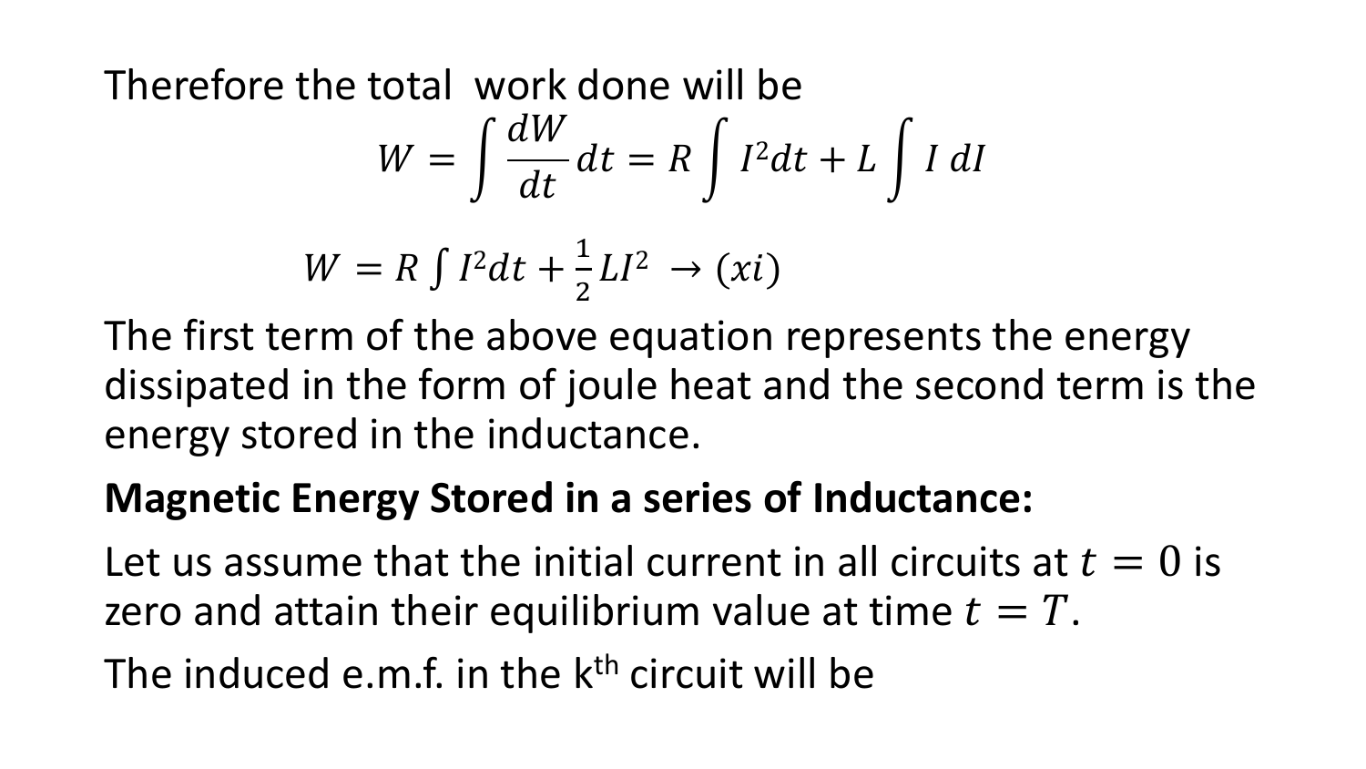Therefore the total work done will be

$$W = \int \frac{dW}{dt} dt = R \int I^2 dt + L \int I \, dI$$

$$W = R \int I^2 dt + \frac{1}{2} L I^2 \rightarrow (xi)$$

The first term of the above equation represents the energy dissipated in the form of joule heat and the second term is the energy stored in the inductance.

**Magnetic Energy Stored in a series of Inductance:**

Let us assume that the initial current in all circuits at $t = 0$ is zero and attain their equilibrium value at time $t = T$.

The induced e.m.f. in the $k^{th}$ circuit will be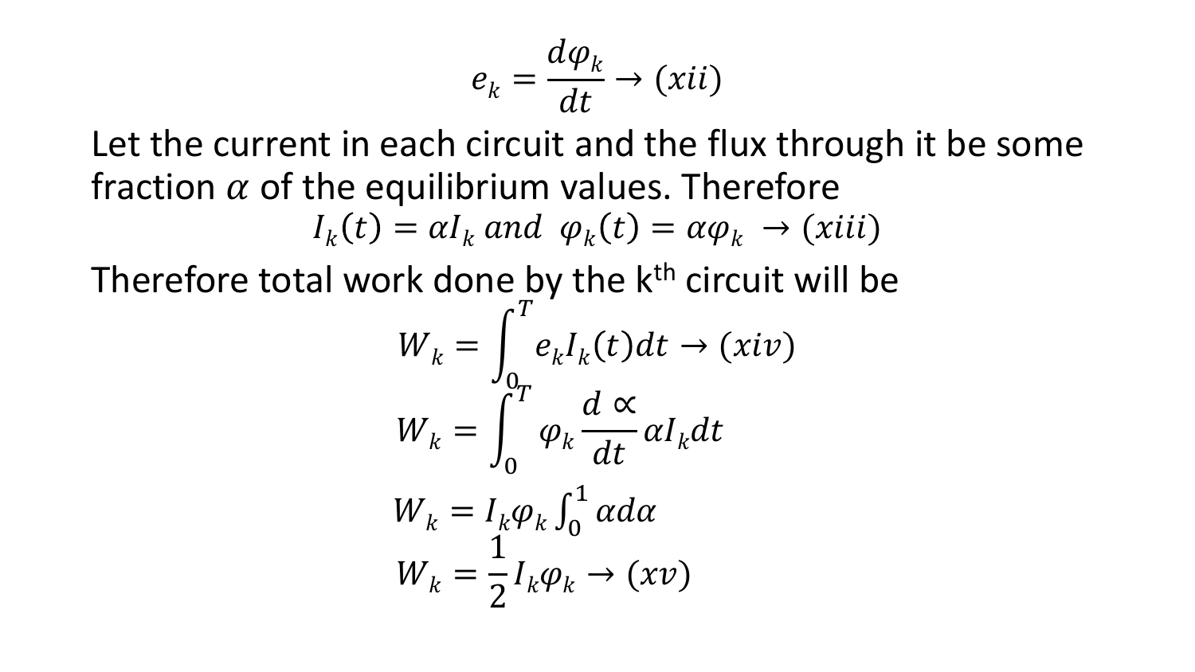$$e_k = \frac{d\varphi_k}{dt} \rightarrow (xii)$$

Let the current in each circuit and the flux through it be some fraction $\alpha$ of the equilibrium values. Therefore

$$I_k(t) = \alpha I_k \; and \;\; \varphi_k(t) = \alpha\varphi_k \;\rightarrow (xiii)$$

Therefore total work done by the k[th] circuit will be

$$W_k = \int_0^T e_k I_k(t) dt \rightarrow (xiv)$$

$$W_k = \int_0^T \varphi_k \frac{d \propto}{dt} \alpha I_k dt$$

$$W_k = I_k \varphi_k \int_0^1 \alpha d\alpha$$

$$W_k = \frac{1}{2} I_k \varphi_k \rightarrow (xv)$$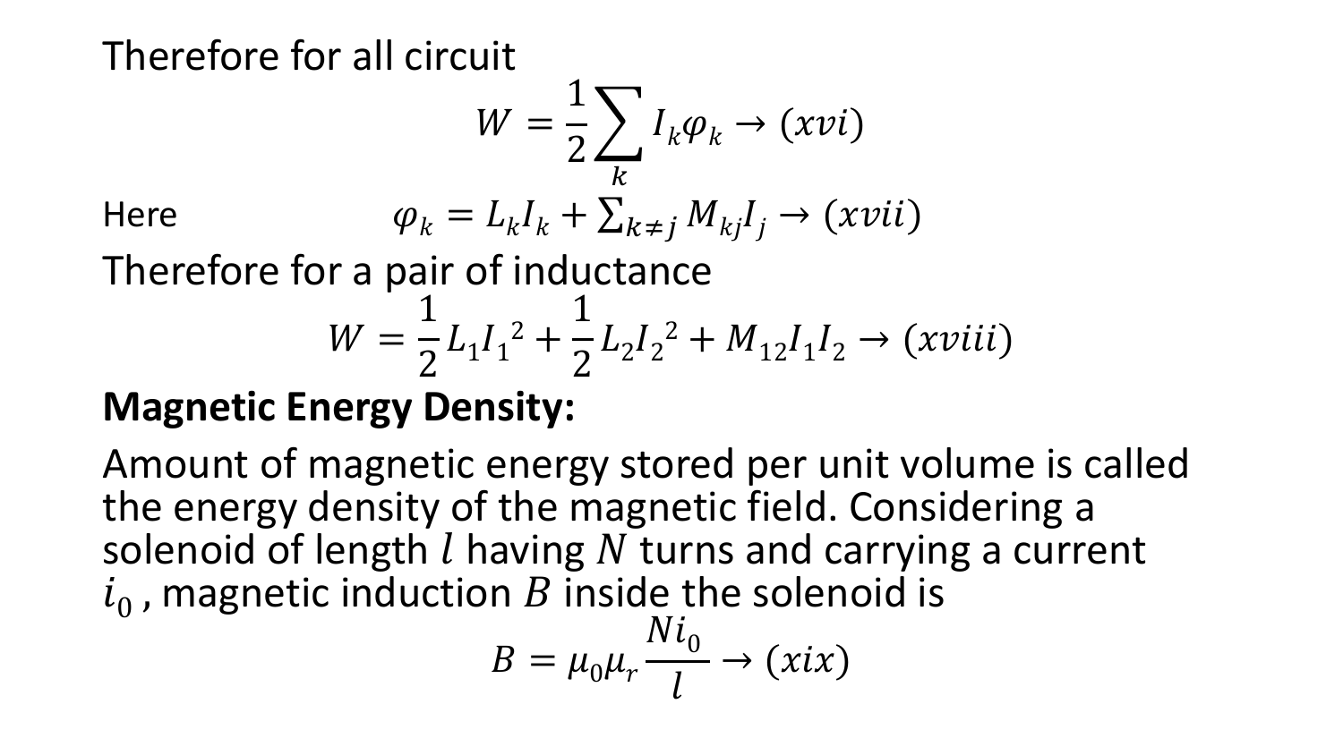Therefore for all circuit

$$W = \frac{1}{2}\sum_{k} I_k \varphi_k \rightarrow (xvi)$$

Here
$$\varphi_k = L_k I_k + \sum\nolimits_{k \neq j} M_{kj} I_j \rightarrow (xvii)$$

Therefore for a pair of inductance

$$W = \frac{1}{2} L_1 {I_1}^2 + \frac{1}{2} L_2 {I_2}^2 + M_{12} I_1 I_2 \rightarrow (xviii)$$

**Magnetic Energy Density:**

Amount of magnetic energy stored per unit volume is called the energy density of the magnetic field. Considering a solenoid of length $l$ having $N$ turns and carrying a current $i_0$ , magnetic induction $B$ inside the solenoid is

$$B = \mu_0 \mu_r \frac{N i_0}{l} \rightarrow (xix)$$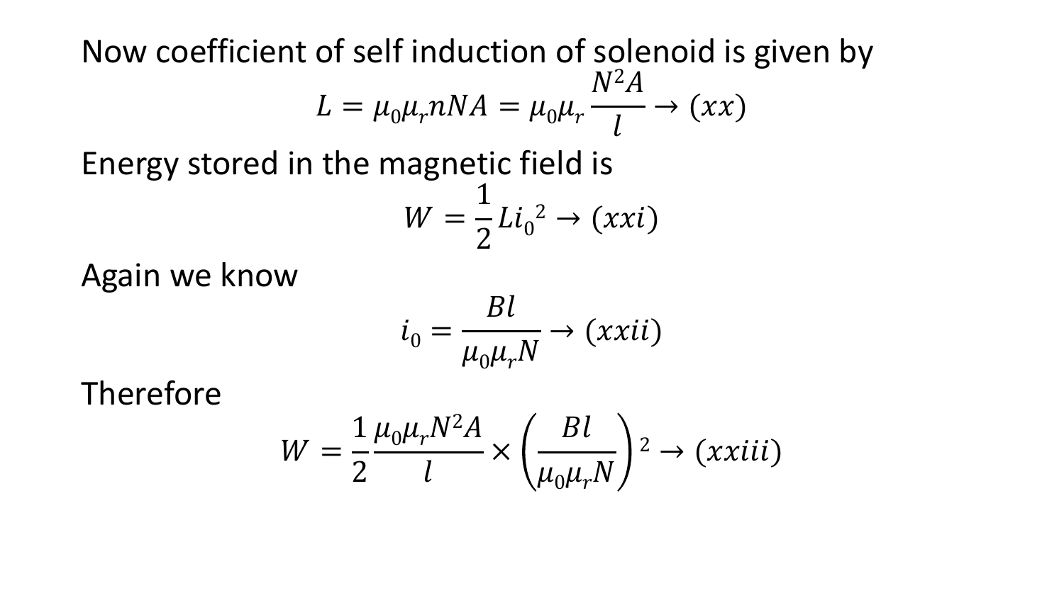Now coefficient of self induction of solenoid is given by

$$L = \mu_0 \mu_r n N A = \mu_0 \mu_r \frac{N^2 A}{l} \rightarrow (xx)$$

Energy stored in the magnetic field is

$$W = \frac{1}{2} L {i_0}^2 \rightarrow (xxi)$$

Again we know

$$i_0 = \frac{Bl}{\mu_0 \mu_r N} \rightarrow (xxii)$$

Therefore

$$W = \frac{1}{2} \frac{\mu_0 \mu_r N^2 A}{l} \times \left( \frac{Bl}{\mu_0 \mu_r N} \right)^2 \rightarrow (xxiii)$$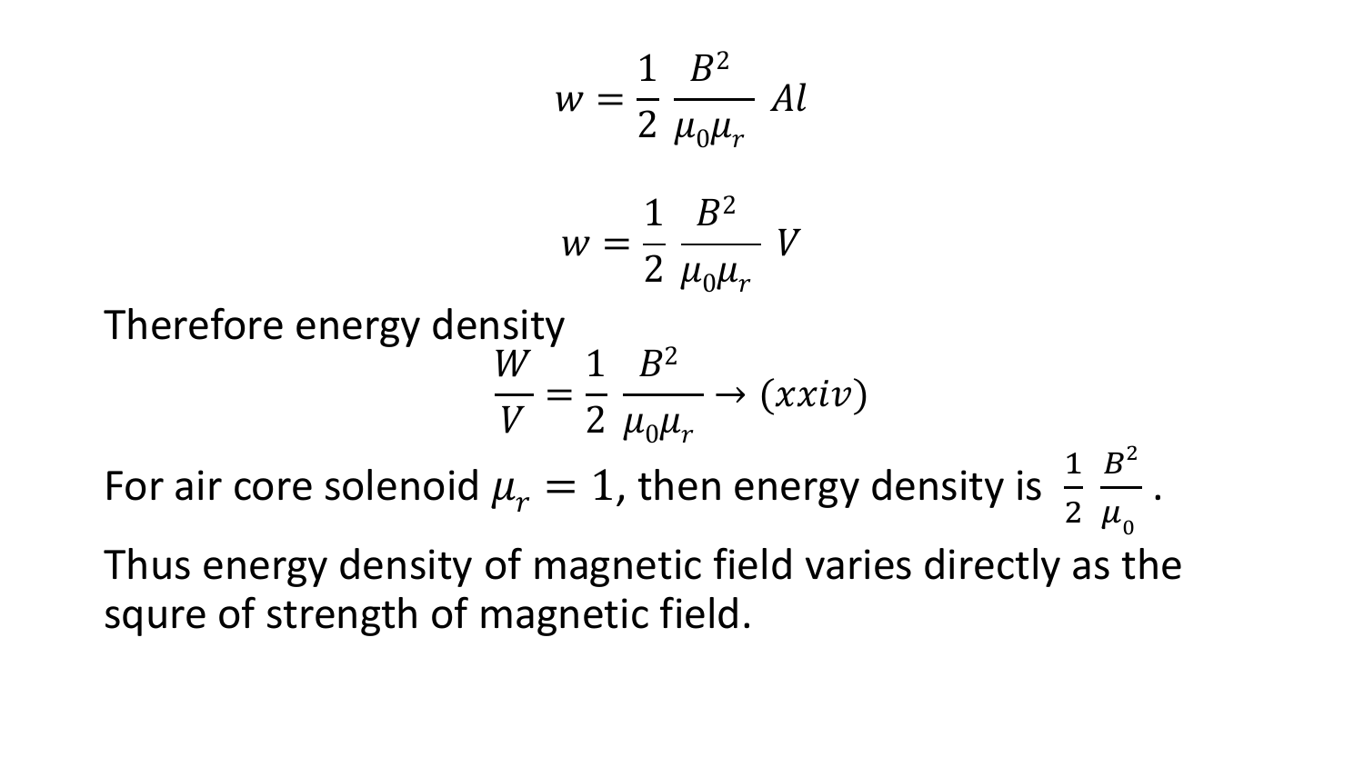$$w = \frac{1}{2}\,\frac{B^2}{\mu_0 \mu_r}\,Al$$

$$w = \frac{1}{2}\,\frac{B^2}{\mu_0 \mu_r}\,V$$

Therefore energy density

$$\frac{W}{V} = \frac{1}{2}\,\frac{B^2}{\mu_0 \mu_r} \rightarrow (xxiv)$$

For air core solenoid $\mu_r = 1$, then energy density is $\frac{1}{2}\,\frac{B^2}{\mu_0}$.

Thus energy density of magnetic field varies directly as the squre of strength of magnetic field.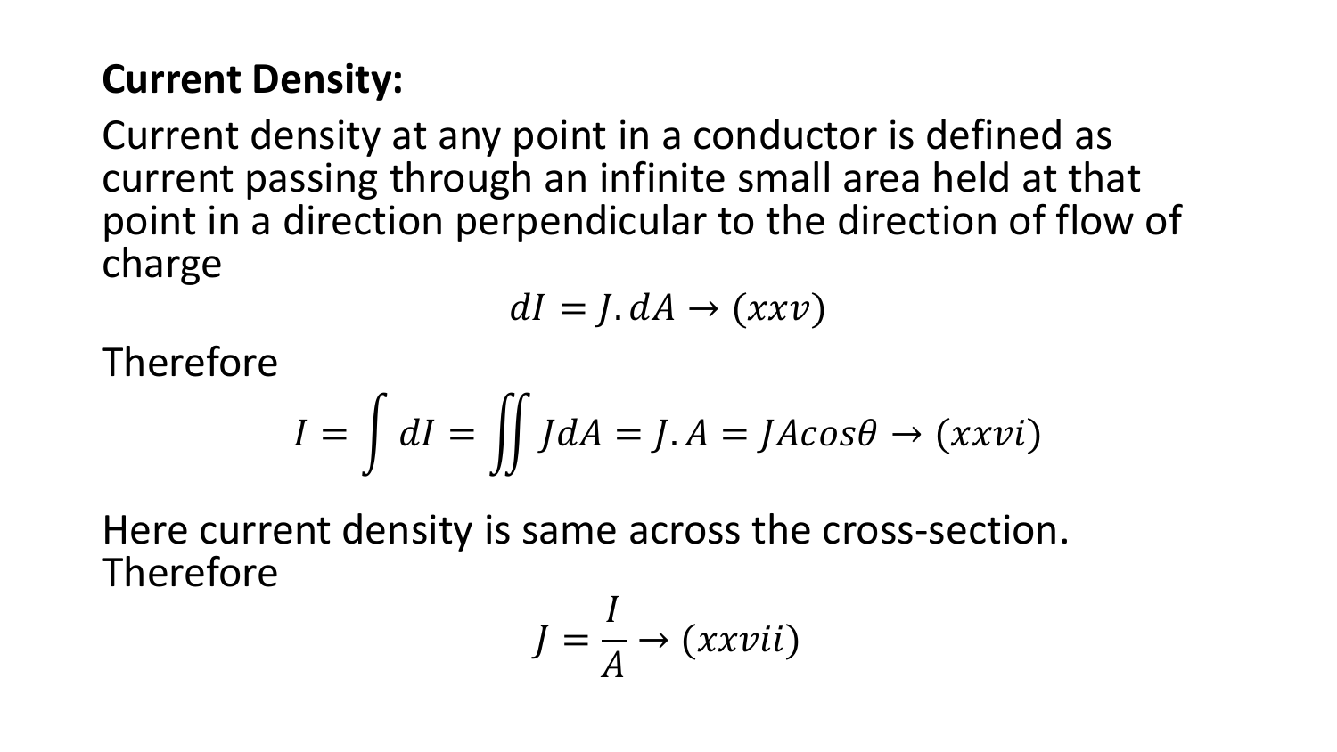**Current Density:**

Current density at any point in a conductor is defined as current passing through an infinite small area held at that point in a direction perpendicular to the direction of flow of charge

$$dI = J.dA \rightarrow (xxv)$$

Therefore

$$I = \int dI = \iint JdA = J.A = JAcos\theta \rightarrow (xxvi)$$

Here current density is same across the cross-section. Therefore

$$J = \frac{I}{A} \rightarrow (xxvii)$$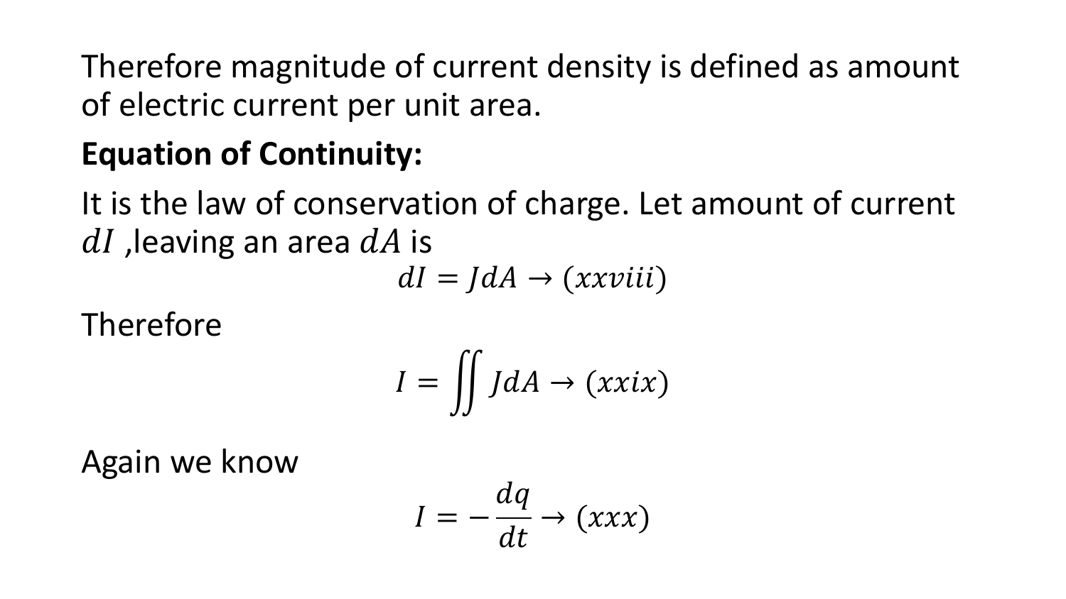Therefore magnitude of current density is defined as amount of electric current per unit area.

**Equation of Continuity:**

It is the law of conservation of charge. Let amount of current $dI$ ,leaving an area $dA$ is

$$dI = JdA \rightarrow (xxviii)$$

Therefore

$$I = \iint JdA \rightarrow (xxix)$$

Again we know

$$I = -\frac{dq}{dt} \rightarrow (xxx)$$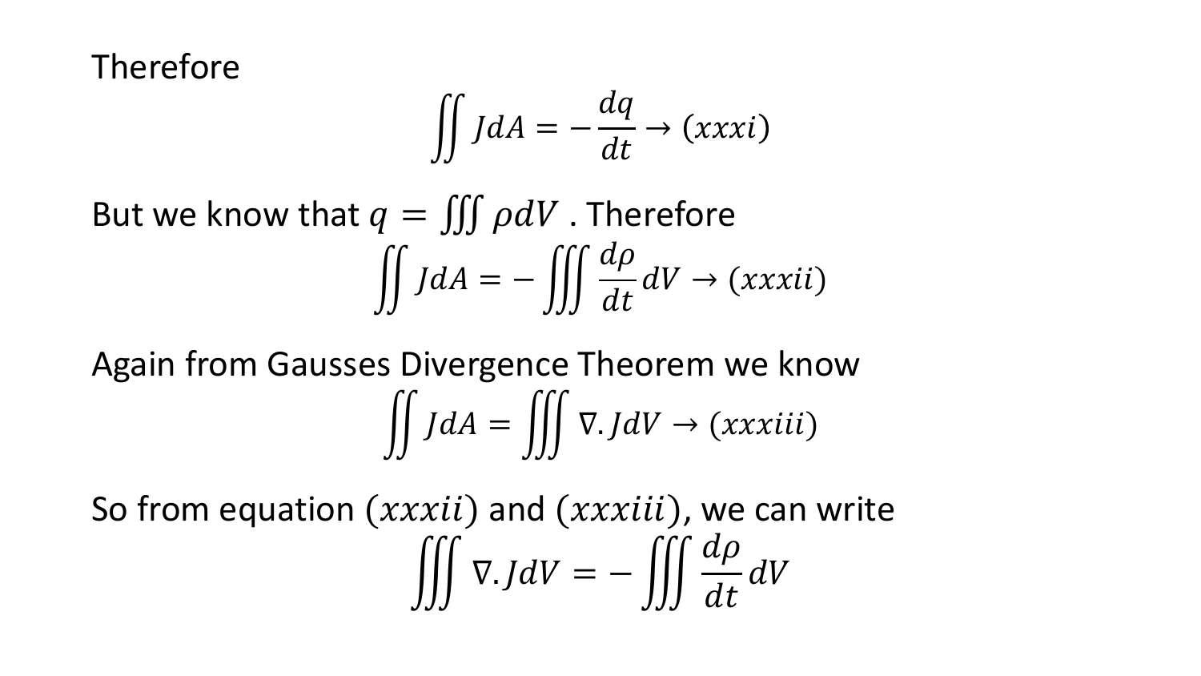Therefore

$$\iint J dA = -\frac{dq}{dt} \rightarrow (xxxi)$$

But we know that $q = \iiint \rho dV$ . Therefore

$$\iint J dA = -\iiint \frac{d\rho}{dt} dV \rightarrow (xxxii)$$

Again from Gausses Divergence Theorem we know

$$\iint J dA = \iiint \nabla . J dV \rightarrow (xxxiii)$$

So from equation $(xxxii)$ and $(xxxiii)$, we can write

$$\iiint \nabla . J dV = -\iiint \frac{d\rho}{dt} dV$$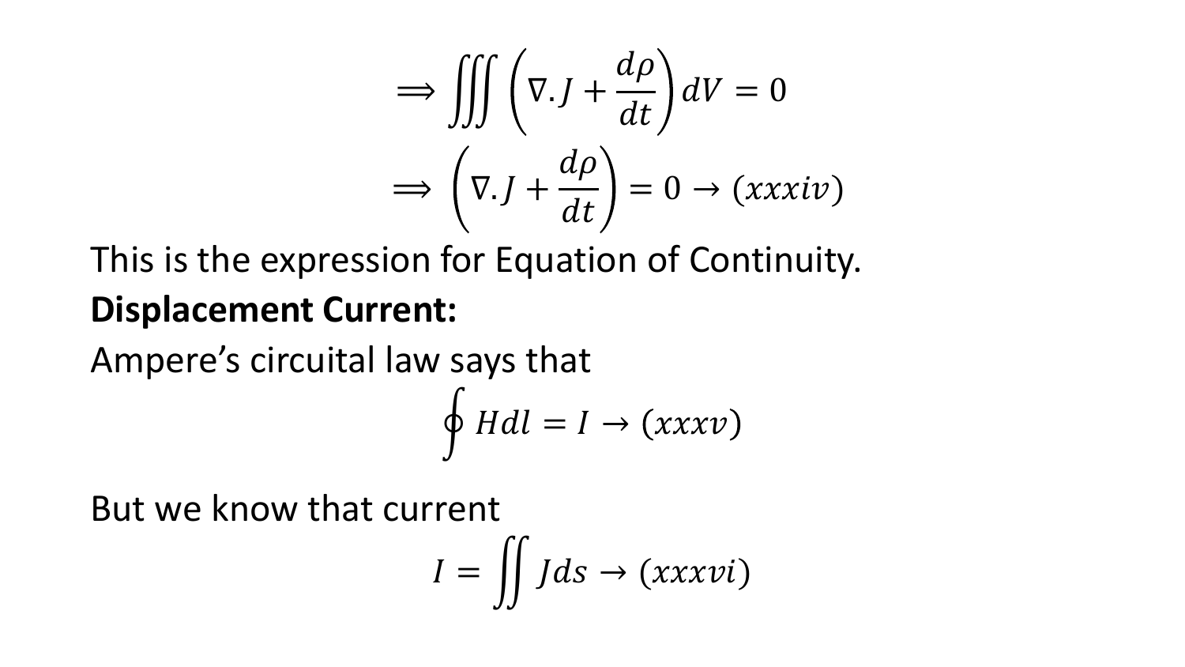$$\Longrightarrow \iiint \left(\nabla . J + \frac{d\rho}{dt}\right) dV = 0$$

$$\Longrightarrow \left(\nabla . J + \frac{d\rho}{dt}\right) = 0 \rightarrow (xxxiv)$$

This is the expression for Equation of Continuity.

**Displacement Current:**

Ampere's circuital law says that

$$\oint H dl = I \rightarrow (xxxv)$$

But we know that current

$$I = \iint J ds \rightarrow (xxxvi)$$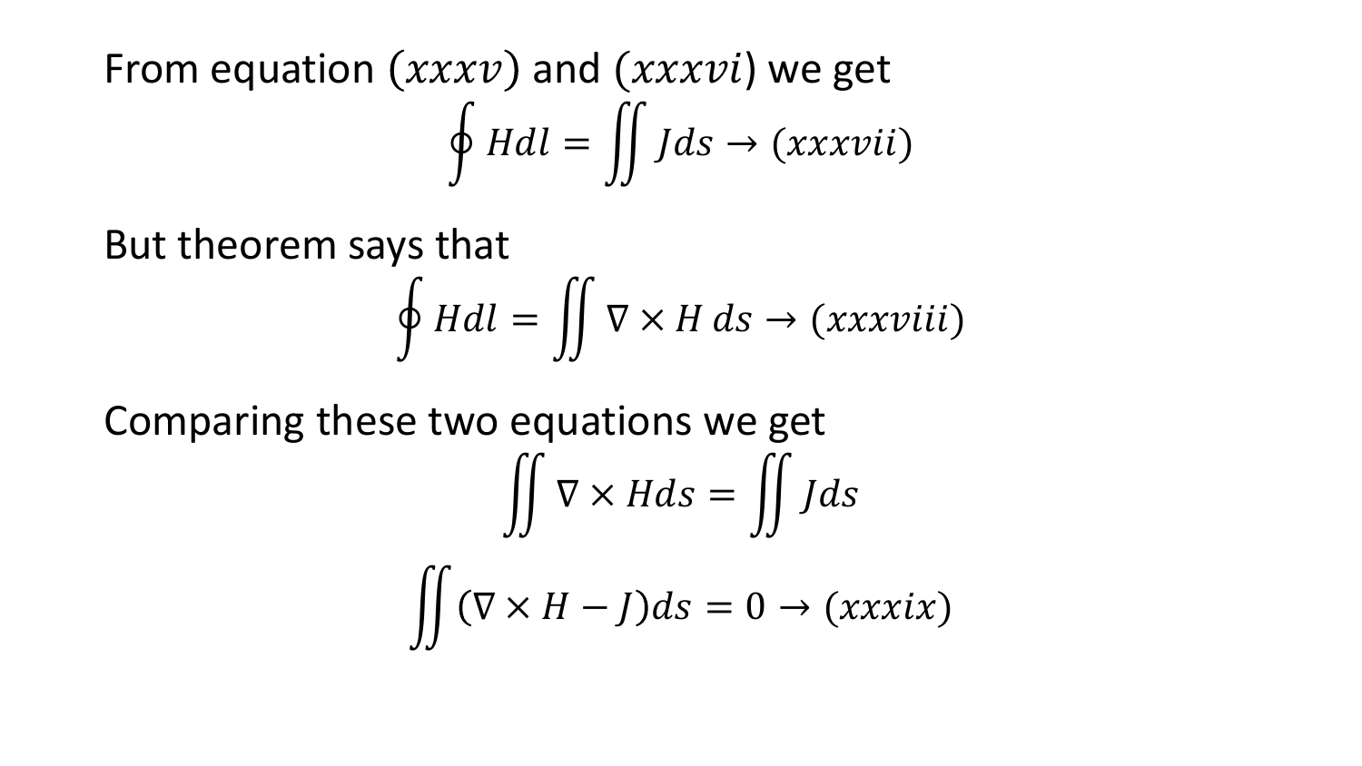From equation $(xxxv)$ and $(xxxvi)$ we get

$$\oint Hdl = \iint Jds \rightarrow (xxxvii)$$

But theorem says that

$$\oint Hdl = \iint \nabla \times H\, ds \rightarrow (xxxviii)$$

Comparing these two equations we get

$$\iint \nabla \times Hds = \iint Jds$$

$$\iint (\nabla \times H - J)ds = 0 \rightarrow (xxxix)$$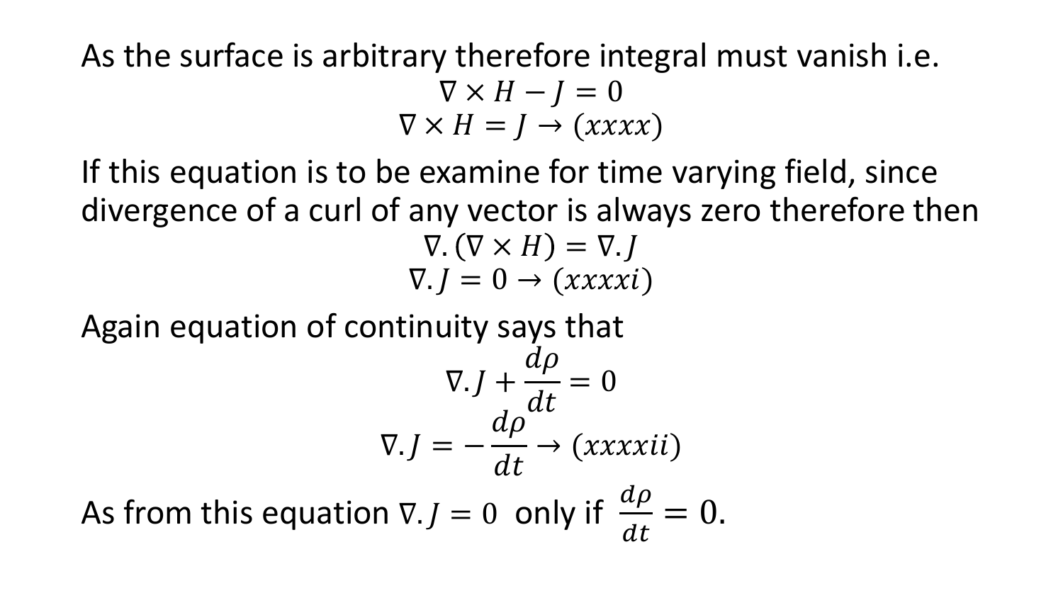As the surface is arbitrary therefore integral must vanish i.e.

$$\nabla \times H - J = 0$$

$$\nabla \times H = J \rightarrow (xxxx)$$

If this equation is to be examine for time varying field, since divergence of a curl of any vector is always zero therefore then

$$\nabla.(\nabla \times H) = \nabla.J$$

$$\nabla.J = 0 \rightarrow (xxxxi)$$

Again equation of continuity says that

$$\nabla.J + \frac{d\rho}{dt} = 0$$

$$\nabla.J = -\frac{d\rho}{dt} \rightarrow (xxxxii)$$

As from this equation $\nabla.J = 0$ only if $\frac{d\rho}{dt} = 0$.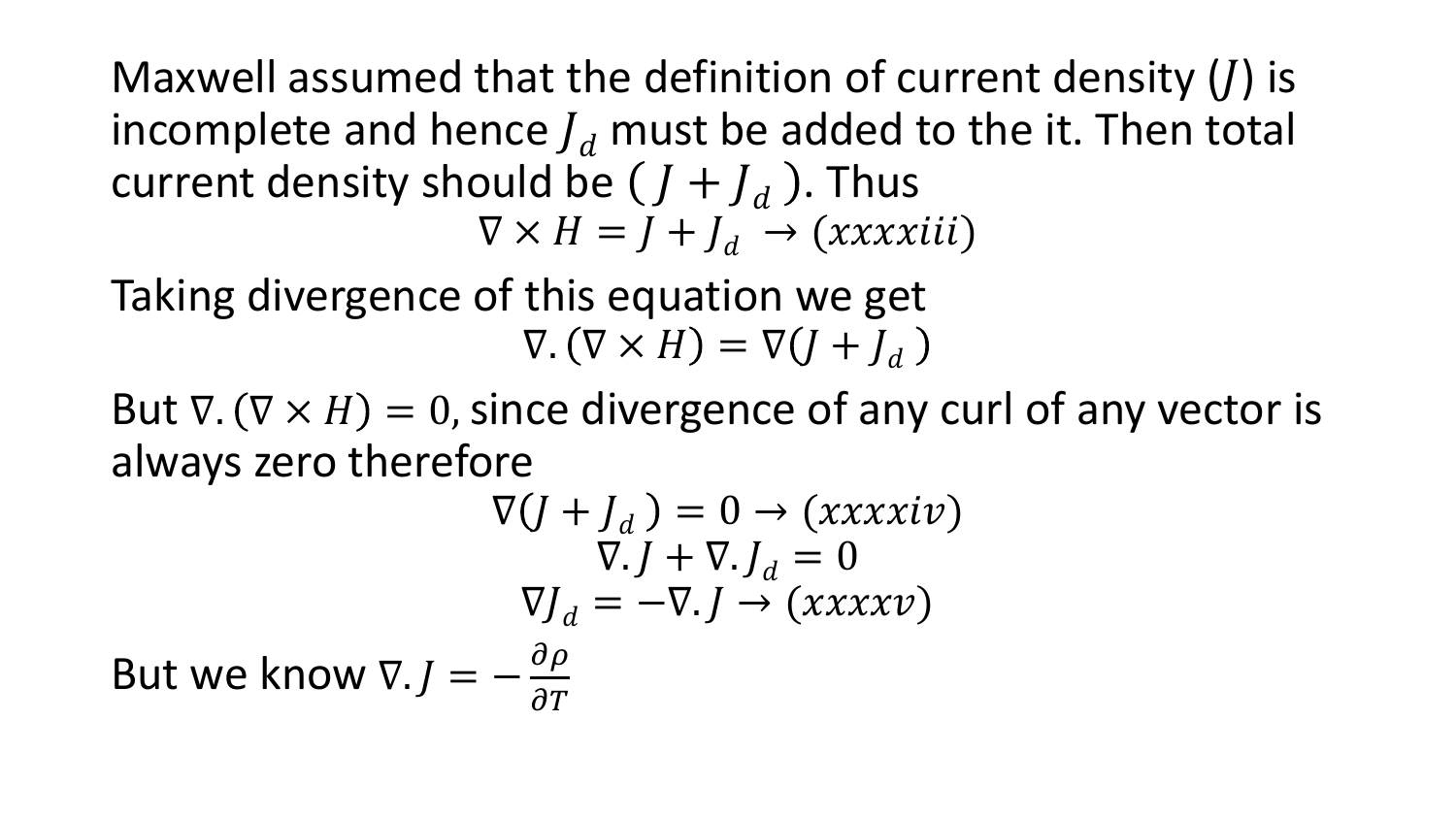Maxwell assumed that the definition of current density ($J$) is incomplete and hence $J_d$ must be added to the it. Then total current density should be $( J + J_d )$. Thus

$$\nabla \times H = J + J_d \rightarrow (xxxxiii)$$

Taking divergence of this equation we get

$$\nabla.(\nabla \times H) = \nabla(J + J_d )$$

But $\nabla.(\nabla \times H) = 0$, since divergence of any curl of any vector is always zero therefore

$$\nabla(J + J_d ) = 0 \rightarrow (xxxxiv)$$

$$\nabla.J + \nabla.J_d = 0$$

$$\nabla J_d = -\nabla.J \rightarrow (xxxxv)$$

But we know $\nabla.J = -\frac{\partial \rho}{\partial T}$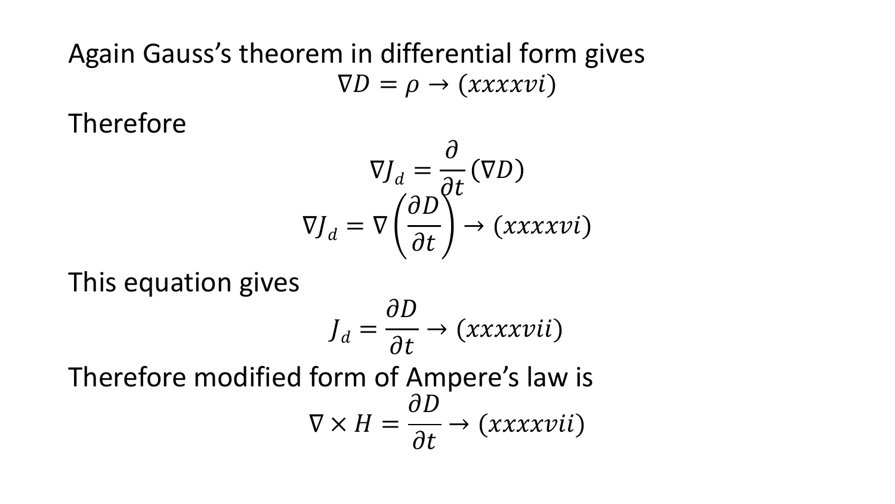Again Gauss's theorem in differential form gives

$$\nabla D = \rho \rightarrow (xxxxvi)$$

Therefore

$$\nabla J_d = \frac{\partial}{\partial t}(\nabla D)$$

$$\nabla J_d = \nabla\left(\frac{\partial D}{\partial t}\right) \rightarrow (xxxxvi)$$

This equation gives

$$J_d = \frac{\partial D}{\partial t} \rightarrow (xxxxvii)$$

Therefore modified form of Ampere's law is

$$\nabla \times H = \frac{\partial D}{\partial t} \rightarrow (xxxxvii)$$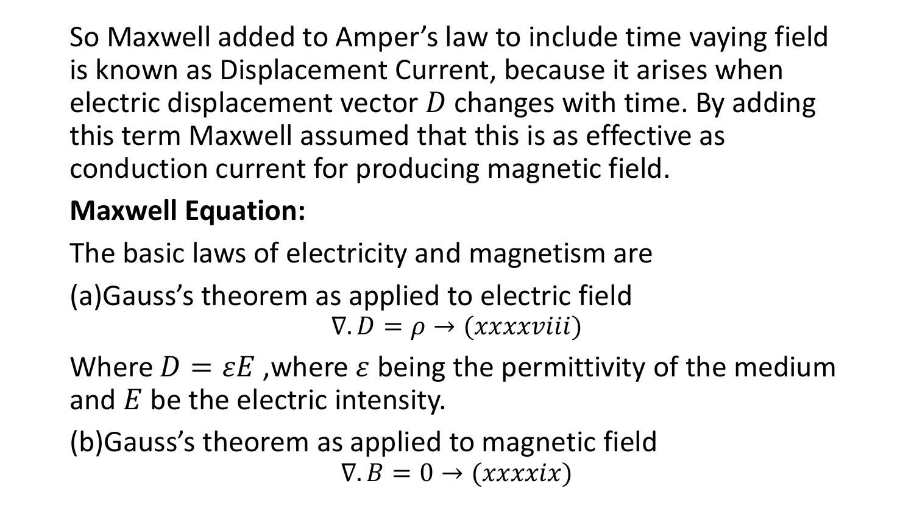So Maxwell added to Amper's law to include time vaying field is known as Displacement Current, because it arises when electric displacement vector $D$ changes with time. By adding this term Maxwell assumed that this is as effective as conduction current for producing magnetic field.

**Maxwell Equation:**

The basic laws of electricity and magnetism are

(a)Gauss's theorem as applied to electric field

$$\nabla . D = \rho \rightarrow (xxxxviii)$$

Where $D = \varepsilon E$ ,where $\varepsilon$ being the permittivity of the medium and $E$ be the electric intensity.

(b)Gauss's theorem as applied to magnetic field

$$\nabla . B = 0 \rightarrow (xxxxix)$$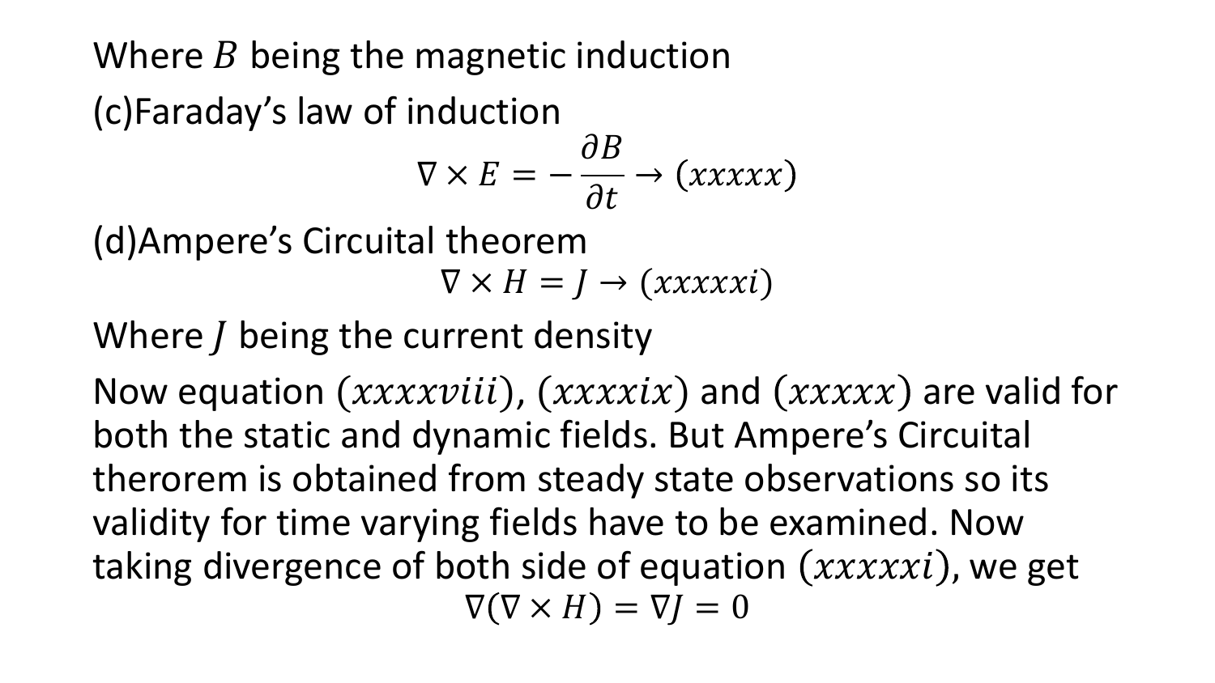Where $B$ being the magnetic induction

(c)Faraday's law of induction

$$\nabla \times E = -\frac{\partial B}{\partial t} \rightarrow (xxxxx)$$

(d)Ampere's Circuital theorem

$$\nabla \times H = J \rightarrow (xxxxxi)$$

Where $J$ being the current density

Now equation $(xxxxviii)$, $(xxxxix)$ and $(xxxxx)$ are valid for both the static and dynamic fields. But Ampere's Circuital therorem is obtained from steady state observations so its validity for time varying fields have to be examined. Now taking divergence of both side of equation $(xxxxxi)$, we get

$$\nabla(\nabla \times H) = \nabla J = 0$$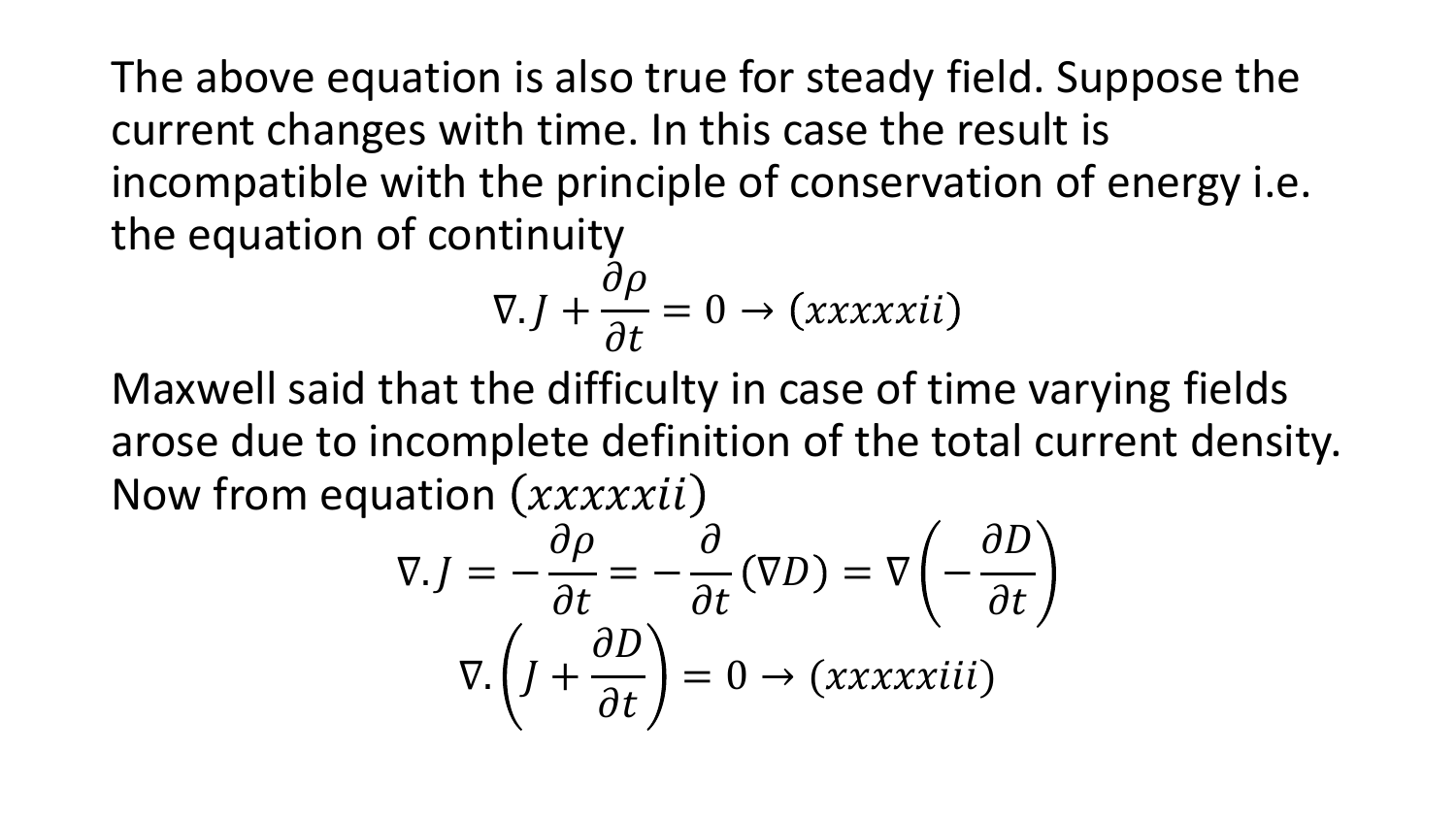The above equation is also true for steady field. Suppose the current changes with time. In this case the result is incompatible with the principle of conservation of energy i.e. the equation of continuity

$$\nabla . J + \frac{\partial \rho}{\partial t} = 0 \rightarrow (xxxxxii)$$

Maxwell said that the difficulty in case of time varying fields arose due to incomplete definition of the total current density. Now from equation $(xxxxxii)$

$$\nabla . J = -\frac{\partial \rho}{\partial t} = -\frac{\partial}{\partial t}(\nabla D) = \nabla\left(-\frac{\partial D}{\partial t}\right)$$

$$\nabla . \left(J + \frac{\partial D}{\partial t}\right) = 0 \rightarrow (xxxxxiii)$$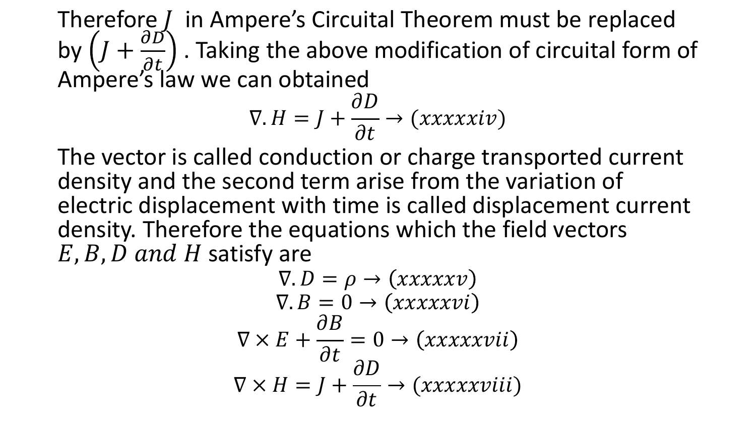Therefore $J$ in Ampere's Circuital Theorem must be replaced by $\left(J + \frac{\partial D}{\partial t}\right)$. Taking the above modification of circuital form of Ampere's law we can obtained

$$\nabla . H = J + \frac{\partial D}{\partial t} \rightarrow (xxxxxiv)$$

The vector is called conduction or charge transported current density and the second term arise from the variation of electric displacement with time is called displacement current density. Therefore the equations which the field vectors $E, B, D \; and \; H$ satisfy are

$$\nabla . D = \rho \rightarrow (xxxxxv)$$

$$\nabla . B = 0 \rightarrow (xxxxxvi)$$

$$\nabla \times E + \frac{\partial B}{\partial t} = 0 \rightarrow (xxxxxvii)$$

$$\nabla \times H = J + \frac{\partial D}{\partial t} \rightarrow (xxxxxviii)$$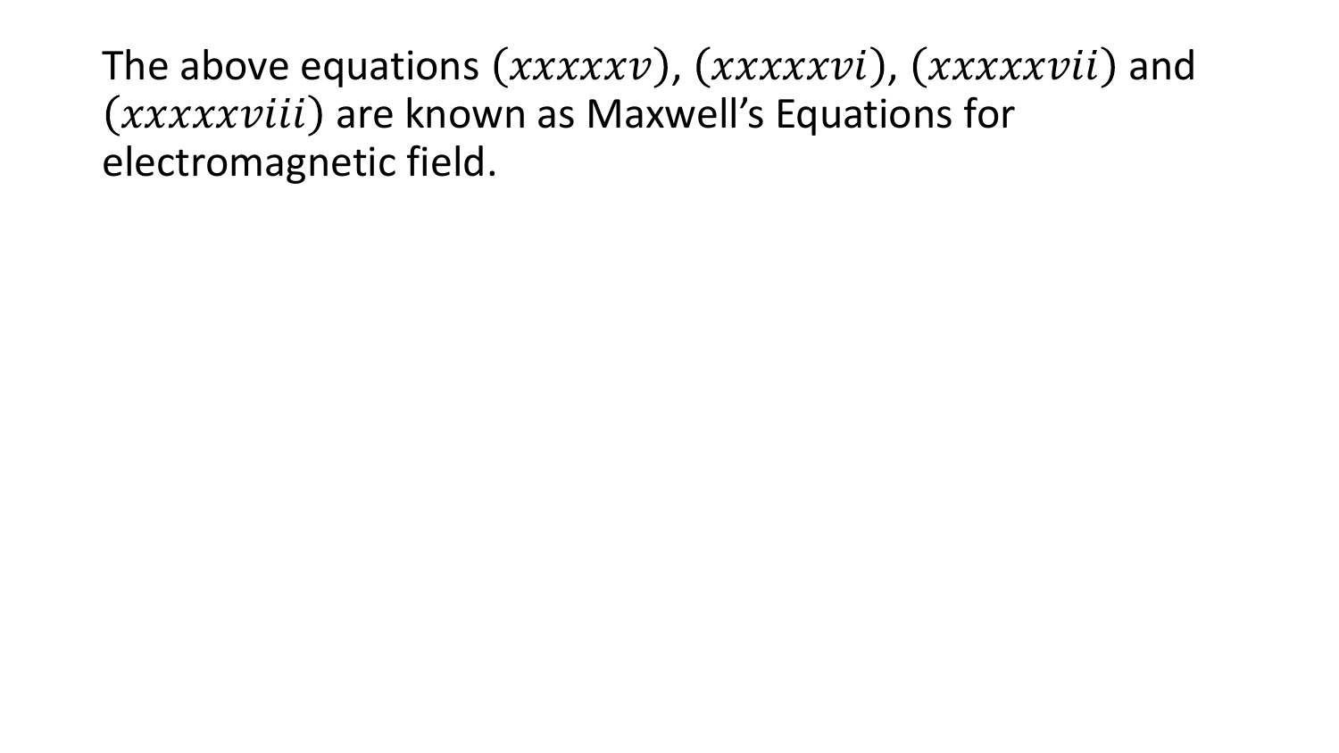The above equations $(xxxxxxv)$, $(xxxxxxvi)$, $(xxxxxxvii)$ and $(xxxxxxviii)$ are known as Maxwell's Equations for electromagnetic field.